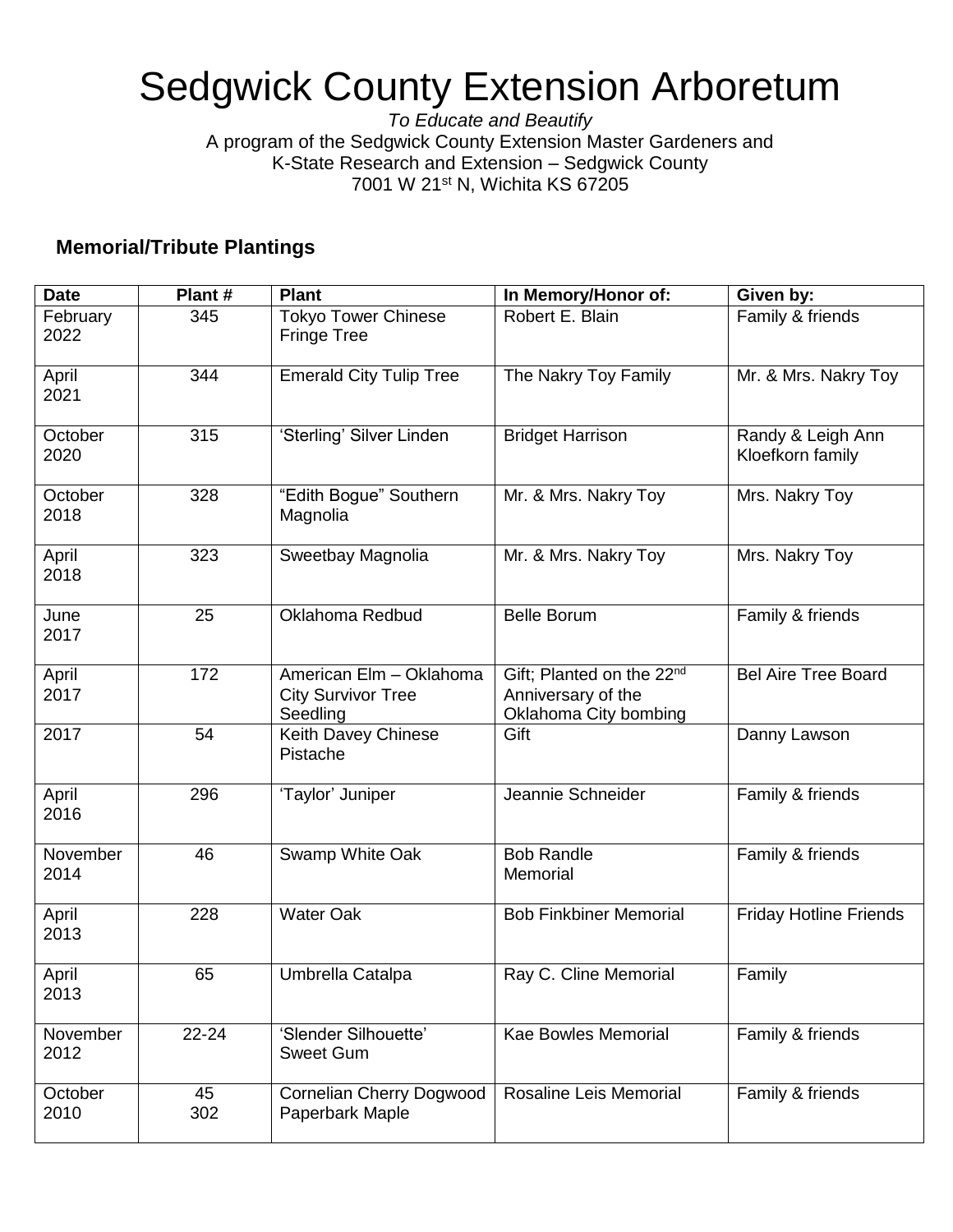# Sedgwick County Extension Arboretum

*To Educate and Beautify*

A program of the Sedgwick County Extension Master Gardeners and
K-State Research and Extension – Sedgwick County
7001 W 21st N, Wichita KS 67205

## Memorial/Tribute Plantings

| Date | Plant # | Plant | In Memory/Honor of: | Given by: |
|---|---|---|---|---|
| February 2022 | 345 | Tokyo Tower Chinese Fringe Tree | Robert E. Blain | Family & friends |
| April 2021 | 344 | Emerald City Tulip Tree | The Nakry Toy Family | Mr. & Mrs. Nakry Toy |
| October 2020 | 315 | 'Sterling' Silver Linden | Bridget Harrison | Randy & Leigh Ann Kloefkorn family |
| October 2018 | 328 | "Edith Bogue" Southern Magnolia | Mr. & Mrs. Nakry Toy | Mrs. Nakry Toy |
| April 2018 | 323 | Sweetbay Magnolia | Mr. & Mrs. Nakry Toy | Mrs. Nakry Toy |
| June 2017 | 25 | Oklahoma Redbud | Belle Borum | Family & friends |
| April 2017 | 172 | American Elm – Oklahoma City Survivor Tree Seedling | Gift; Planted on the 22nd Anniversary of the Oklahoma City bombing | Bel Aire Tree Board |
| 2017 | 54 | Keith Davey Chinese Pistache | Gift | Danny Lawson |
| April 2016 | 296 | 'Taylor' Juniper | Jeannie Schneider | Family & friends |
| November 2014 | 46 | Swamp White Oak | Bob Randle Memorial | Family & friends |
| April 2013 | 228 | Water Oak | Bob Finkbiner Memorial | Friday Hotline Friends |
| April 2013 | 65 | Umbrella Catalpa | Ray C. Cline Memorial | Family |
| November 2012 | 22-24 | 'Slender Silhouette' Sweet Gum | Kae Bowles Memorial | Family & friends |
| October 2010 | 45<br>302 | Cornelian Cherry Dogwood<br>Paperbark Maple | Rosaline Leis Memorial | Family & friends |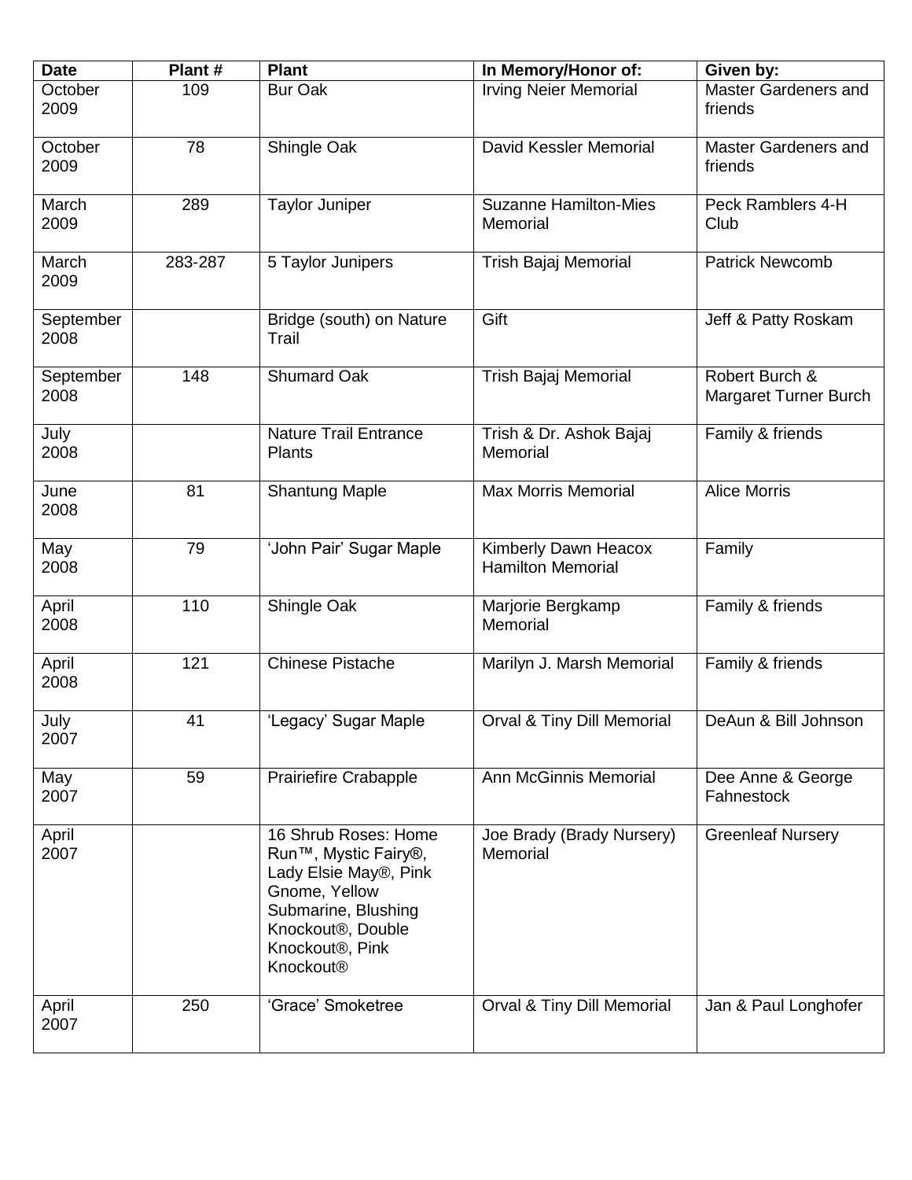| Date | Plant # | Plant | In Memory/Honor of: | Given by: |
|---|---|---|---|---|
| October 2009 | 109 | Bur Oak | Irving Neier Memorial | Master Gardeners and friends |
| October 2009 | 78 | Shingle Oak | David Kessler Memorial | Master Gardeners and friends |
| March 2009 | 289 | Taylor Juniper | Suzanne Hamilton-Mies Memorial | Peck Ramblers 4-H Club |
| March 2009 | 283-287 | 5 Taylor Junipers | Trish Bajaj Memorial | Patrick Newcomb |
| September 2008 | | Bridge (south) on Nature Trail | Gift | Jeff & Patty Roskam |
| September 2008 | 148 | Shumard Oak | Trish Bajaj Memorial | Robert Burch & Margaret Turner Burch |
| July 2008 | | Nature Trail Entrance Plants | Trish & Dr. Ashok Bajaj Memorial | Family & friends |
| June 2008 | 81 | Shantung Maple | Max Morris Memorial | Alice Morris |
| May 2008 | 79 | 'John Pair' Sugar Maple | Kimberly Dawn Heacox Hamilton Memorial | Family |
| April 2008 | 110 | Shingle Oak | Marjorie Bergkamp Memorial | Family & friends |
| April 2008 | 121 | Chinese Pistache | Marilyn J. Marsh Memorial | Family & friends |
| July 2007 | 41 | 'Legacy' Sugar Maple | Orval & Tiny Dill Memorial | DeAun & Bill Johnson |
| May 2007 | 59 | Prairiefire Crabapple | Ann McGinnis Memorial | Dee Anne & George Fahnestock |
| April 2007 | | 16 Shrub Roses: Home Run™, Mystic Fairy®, Lady Elsie May®, Pink Gnome, Yellow Submarine, Blushing Knockout®, Double Knockout®, Pink Knockout® | Joe Brady (Brady Nursery) Memorial | Greenleaf Nursery |
| April 2007 | 250 | 'Grace' Smoketree | Orval & Tiny Dill Memorial | Jan & Paul Longhofer |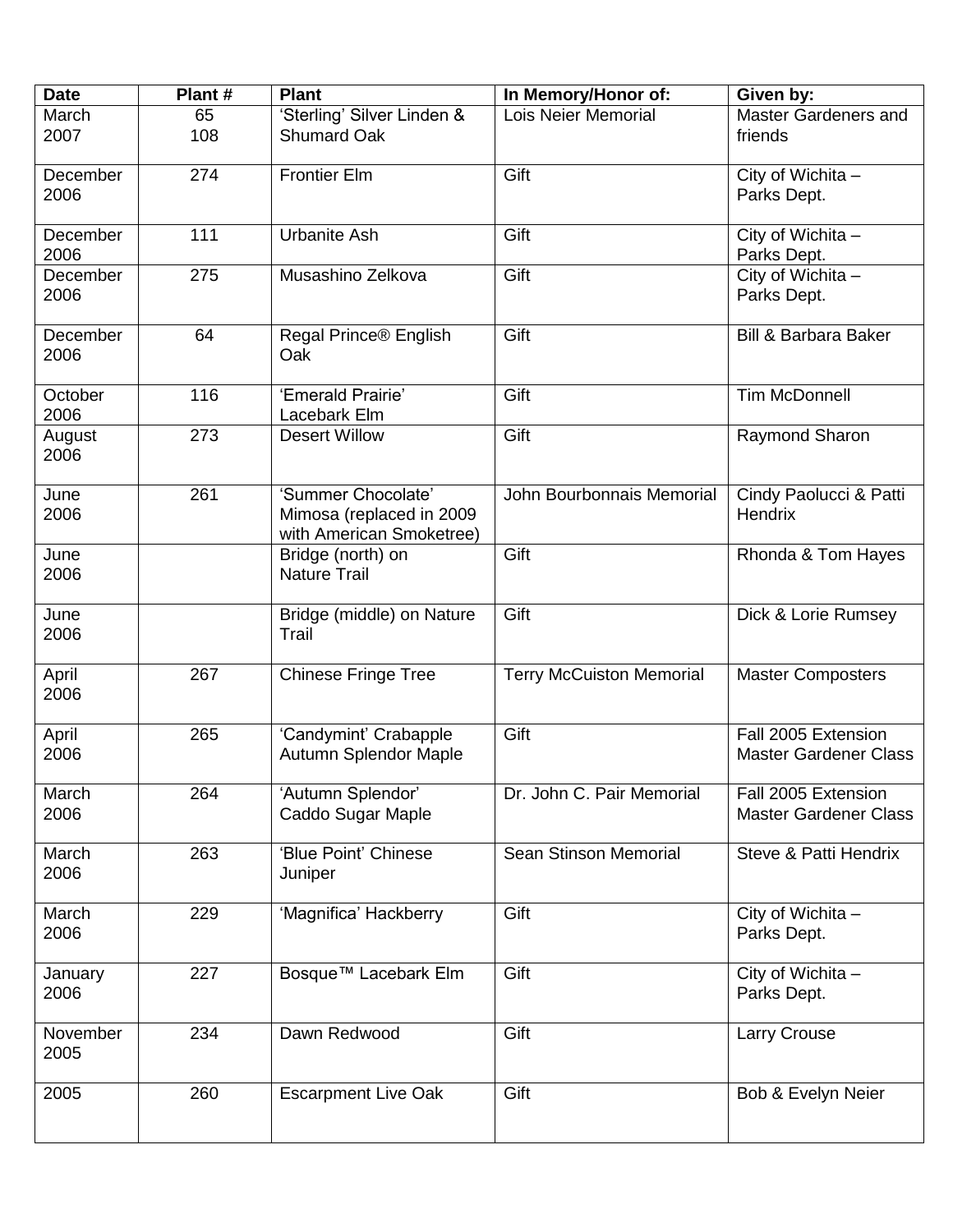| Date | Plant # | Plant | In Memory/Honor of: | Given by: |
|---|---|---|---|---|
| March 2007 | 65 108 | 'Sterling' Silver Linden & Shumard Oak | Lois Neier Memorial | Master Gardeners and friends |
| December 2006 | 274 | Frontier Elm | Gift | City of Wichita – Parks Dept. |
| December 2006 | 111 | Urbanite Ash | Gift | City of Wichita – Parks Dept. |
| December 2006 | 275 | Musashino Zelkova | Gift | City of Wichita – Parks Dept. |
| December 2006 | 64 | Regal Prince® English Oak | Gift | Bill & Barbara Baker |
| October 2006 | 116 | 'Emerald Prairie' Lacebark Elm | Gift | Tim McDonnell |
| August 2006 | 273 | Desert Willow | Gift | Raymond Sharon |
| June 2006 | 261 | 'Summer Chocolate' Mimosa (replaced in 2009 with American Smoketree) | John Bourbonnais Memorial | Cindy Paolucci & Patti Hendrix |
| June 2006 | | Bridge (north) on Nature Trail | Gift | Rhonda & Tom Hayes |
| June 2006 | | Bridge (middle) on Nature Trail | Gift | Dick & Lorie Rumsey |
| April 2006 | 267 | Chinese Fringe Tree | Terry McCuiston Memorial | Master Composters |
| April 2006 | 265 | 'Candymint' Crabapple Autumn Splendor Maple | Gift | Fall 2005 Extension Master Gardener Class |
| March 2006 | 264 | 'Autumn Splendor' Caddo Sugar Maple | Dr. John C. Pair Memorial | Fall 2005 Extension Master Gardener Class |
| March 2006 | 263 | 'Blue Point' Chinese Juniper | Sean Stinson Memorial | Steve & Patti Hendrix |
| March 2006 | 229 | 'Magnifica' Hackberry | Gift | City of Wichita – Parks Dept. |
| January 2006 | 227 | Bosque™ Lacebark Elm | Gift | City of Wichita – Parks Dept. |
| November 2005 | 234 | Dawn Redwood | Gift | Larry Crouse |
| 2005 | 260 | Escarpment Live Oak | Gift | Bob & Evelyn Neier |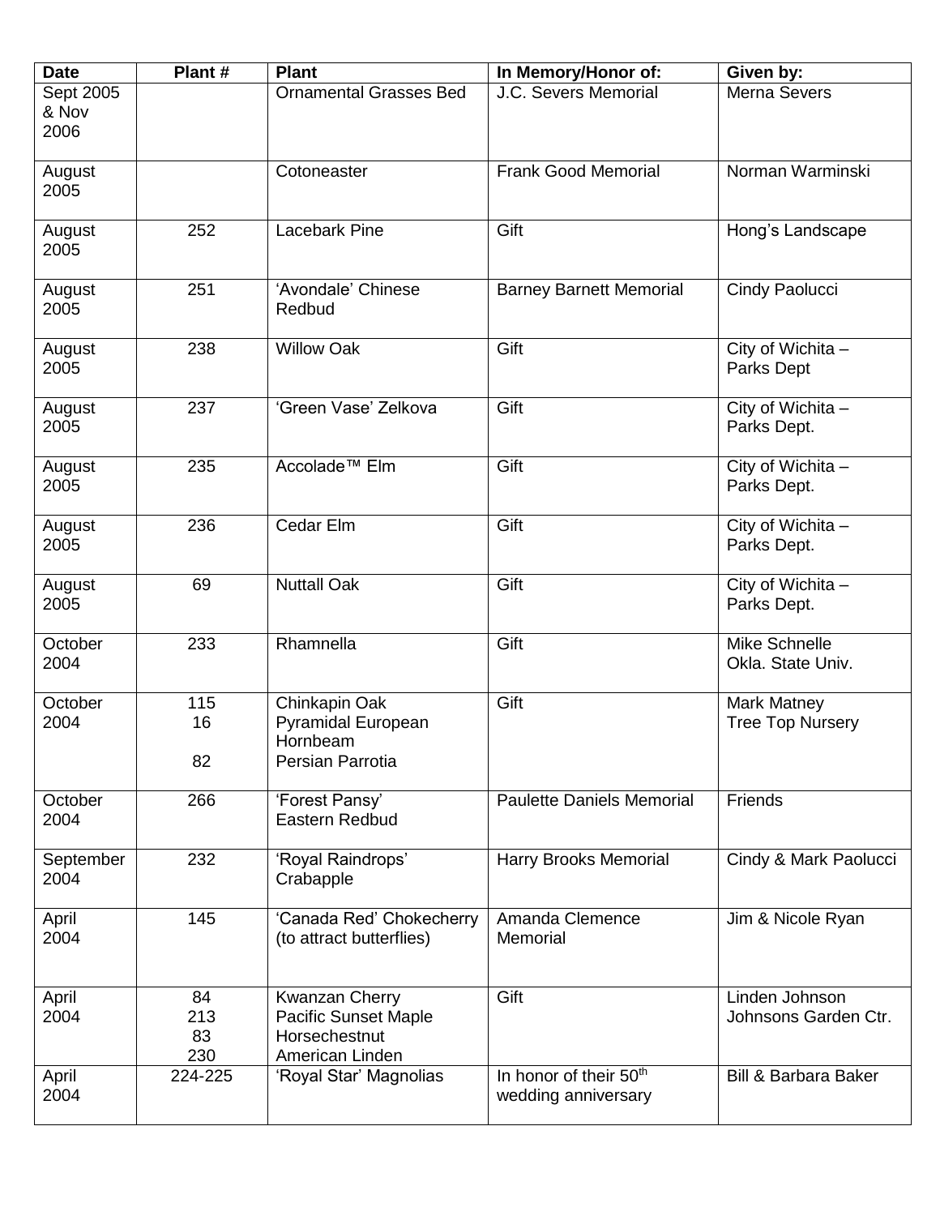| Date | Plant # | Plant | In Memory/Honor of: | Given by: |
|---|---|---|---|---|
| Sept 2005 & Nov 2006 | | Ornamental Grasses Bed | J.C. Severs Memorial | Merna Severs |
| August 2005 | | Cotoneaster | Frank Good Memorial | Norman Warminski |
| August 2005 | 252 | Lacebark Pine | Gift | Hong's Landscape |
| August 2005 | 251 | 'Avondale' Chinese Redbud | Barney Barnett Memorial | Cindy Paolucci |
| August 2005 | 238 | Willow Oak | Gift | City of Wichita – Parks Dept |
| August 2005 | 237 | 'Green Vase' Zelkova | Gift | City of Wichita – Parks Dept. |
| August 2005 | 235 | Accolade™ Elm | Gift | City of Wichita – Parks Dept. |
| August 2005 | 236 | Cedar Elm | Gift | City of Wichita – Parks Dept. |
| August 2005 | 69 | Nuttall Oak | Gift | City of Wichita – Parks Dept. |
| October 2004 | 233 | Rhamnella | Gift | Mike Schnelle Okla. State Univ. |
| October 2004 | 115<br>16<br>82 | Chinkapin Oak<br>Pyramidal European Hornbeam<br>Persian Parrotia | Gift | Mark Matney Tree Top Nursery |
| October 2004 | 266 | 'Forest Pansy' Eastern Redbud | Paulette Daniels Memorial | Friends |
| September 2004 | 232 | 'Royal Raindrops' Crabapple | Harry Brooks Memorial | Cindy & Mark Paolucci |
| April 2004 | 145 | 'Canada Red' Chokecherry (to attract butterflies) | Amanda Clemence Memorial | Jim & Nicole Ryan |
| April 2004 | 84<br>213<br>83<br>230 | Kwanzan Cherry<br>Pacific Sunset Maple<br>Horsechestnut<br>American Linden | Gift | Linden Johnson Johnsons Garden Ctr. |
| April 2004 | 224-225 | 'Royal Star' Magnolias | In honor of their 50th wedding anniversary | Bill & Barbara Baker |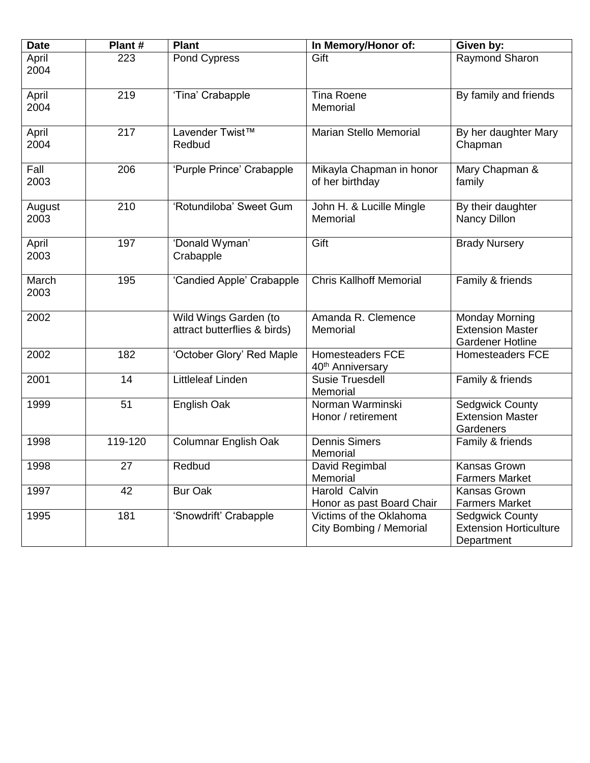| Date | Plant # | Plant | In Memory/Honor of: | Given by: |
|---|---|---|---|---|
| April 2004 | 223 | Pond Cypress | Gift | Raymond Sharon |
| April 2004 | 219 | ‘Tina’ Crabapple | Tina Roene Memorial | By family and friends |
| April 2004 | 217 | Lavender Twist™ Redbud | Marian Stello Memorial | By her daughter Mary Chapman |
| Fall 2003 | 206 | ‘Purple Prince’ Crabapple | Mikayla Chapman in honor of her birthday | Mary Chapman & family |
| August 2003 | 210 | ‘Rotundiloba’ Sweet Gum | John H. & Lucille Mingle Memorial | By their daughter Nancy Dillon |
| April 2003 | 197 | ‘Donald Wyman’ Crabapple | Gift | Brady Nursery |
| March 2003 | 195 | ‘Candied Apple’ Crabapple | Chris Kallhoff Memorial | Family & friends |
| 2002 | | Wild Wings Garden (to attract butterflies & birds) | Amanda R. Clemence Memorial | Monday Morning Extension Master Gardener Hotline |
| 2002 | 182 | ‘October Glory’ Red Maple | Homesteaders FCE 40th Anniversary | Homesteaders FCE |
| 2001 | 14 | Littleleaf Linden | Susie Truesdell Memorial | Family & friends |
| 1999 | 51 | English Oak | Norman Warminski Honor / retirement | Sedgwick County Extension Master Gardeners |
| 1998 | 119-120 | Columnar English Oak | Dennis Simers Memorial | Family & friends |
| 1998 | 27 | Redbud | David Regimbal Memorial | Kansas Grown Farmers Market |
| 1997 | 42 | Bur Oak | Harold Calvin Honor as past Board Chair | Kansas Grown Farmers Market |
| 1995 | 181 | ‘Snowdrift’ Crabapple | Victims of the Oklahoma City Bombing / Memorial | Sedgwick County Extension Horticulture Department |